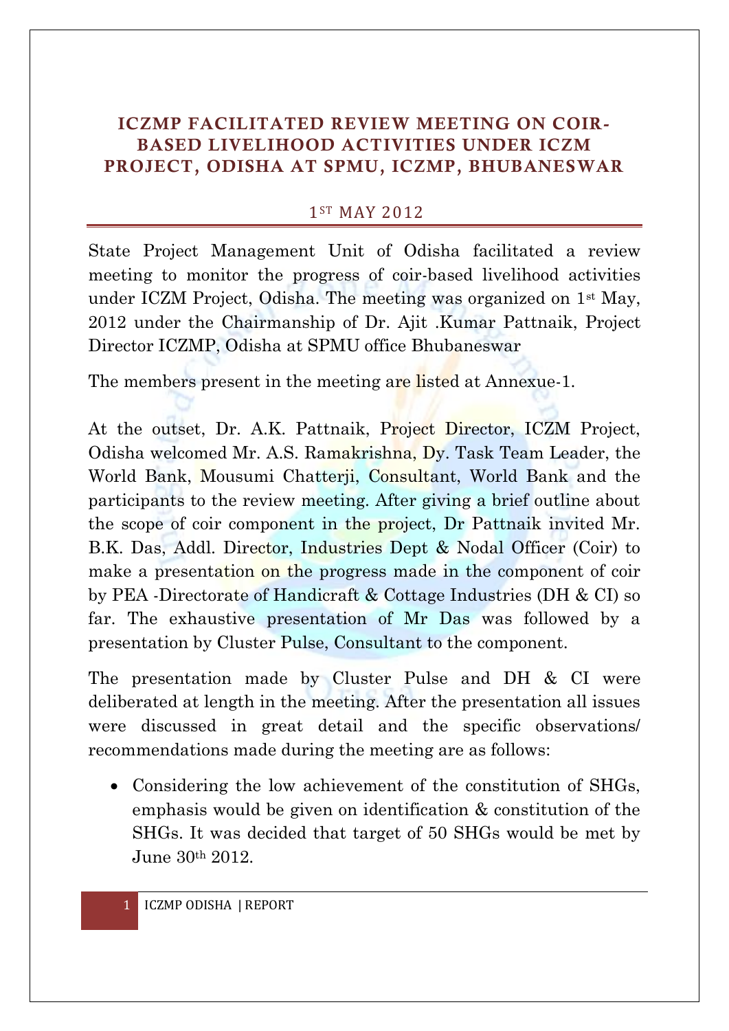# ICZMP FACILITATED REVIEW MEETING ON COIR-BASED LIVELIHOOD ACTIVITIES UNDER ICZM PROJECT, ODISHA AT SPMU, ICZMP, BHUBANESWAR

1ST MAY 2012

State Project Management Unit of Odisha facilitated a review meeting to monitor the progress of coir-based livelihood activities under ICZM Project, Odisha. The meeting was organized on 1st May, 2012 under the Chairmanship of Dr. Ajit .Kumar Pattnaik, Project Director ICZMP, Odisha at SPMU office Bhubaneswar

The members present in the meeting are listed at Annexue-1.

At the outset, Dr. A.K. Pattnaik, Project Director, ICZM Project, Odisha welcomed Mr. A.S. Ramakrishna, Dy. Task Team Leader, the World Bank, Mousumi Chatterji, Consultant, World Bank and the participants to the review meeting. After giving a brief outline about the scope of coir component in the project, Dr Pattnaik invited Mr. B.K. Das, Addl. Director, Industries Dept & Nodal Officer (Coir) to make a presentation on the progress made in the component of coir by PEA -Directorate of Handicraft & Cottage Industries (DH & CI) so far. The exhaustive presentation of Mr Das was followed by a presentation by Cluster Pulse, Consultant to the component.

The presentation made by Cluster Pulse and DH & CI were deliberated at length in the meeting. After the presentation all issues were discussed in great detail and the specific observations/ recommendations made during the meeting are as follows:

- Considering the low achievement of the constitution of SHGs, emphasis would be given on identification & constitution of the SHGs. It was decided that target of 50 SHGs would be met by June 30th 2012.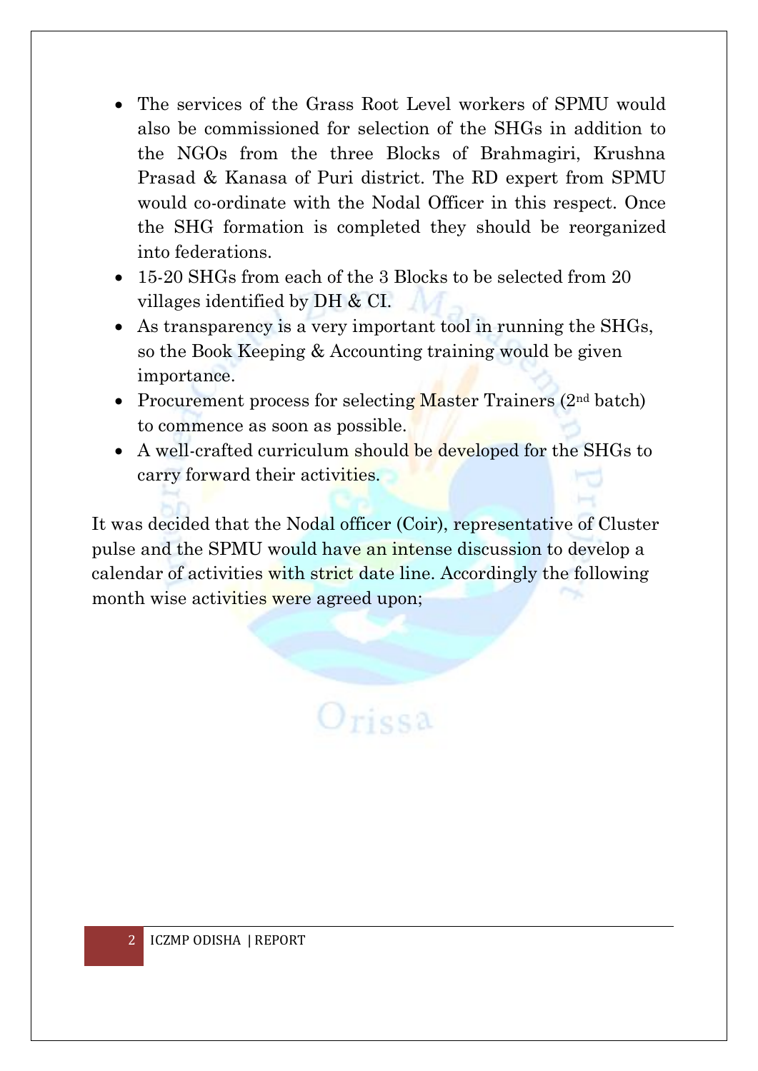- The services of the Grass Root Level workers of SPMU would also be commissioned for selection of the SHGs in addition to the NGOs from the three Blocks of Brahmagiri, Krushna Prasad & Kanasa of Puri district. The RD expert from SPMU would co-ordinate with the Nodal Officer in this respect. Once the SHG formation is completed they should be reorganized into federations.
- 15-20 SHGs from each of the 3 Blocks to be selected from 20 villages identified by DH & CI.
- As transparency is a very important tool in running the SHGs, so the Book Keeping & Accounting training would be given importance.
- Procurement process for selecting Master Trainers (2nd batch) to commence as soon as possible.
- A well-crafted curriculum should be developed for the SHGs to carry forward their activities.

It was decided that the Nodal officer (Coir), representative of Cluster pulse and the SPMU would have an intense discussion to develop a calendar of activities with strict date line. Accordingly the following month wise activities were agreed upon;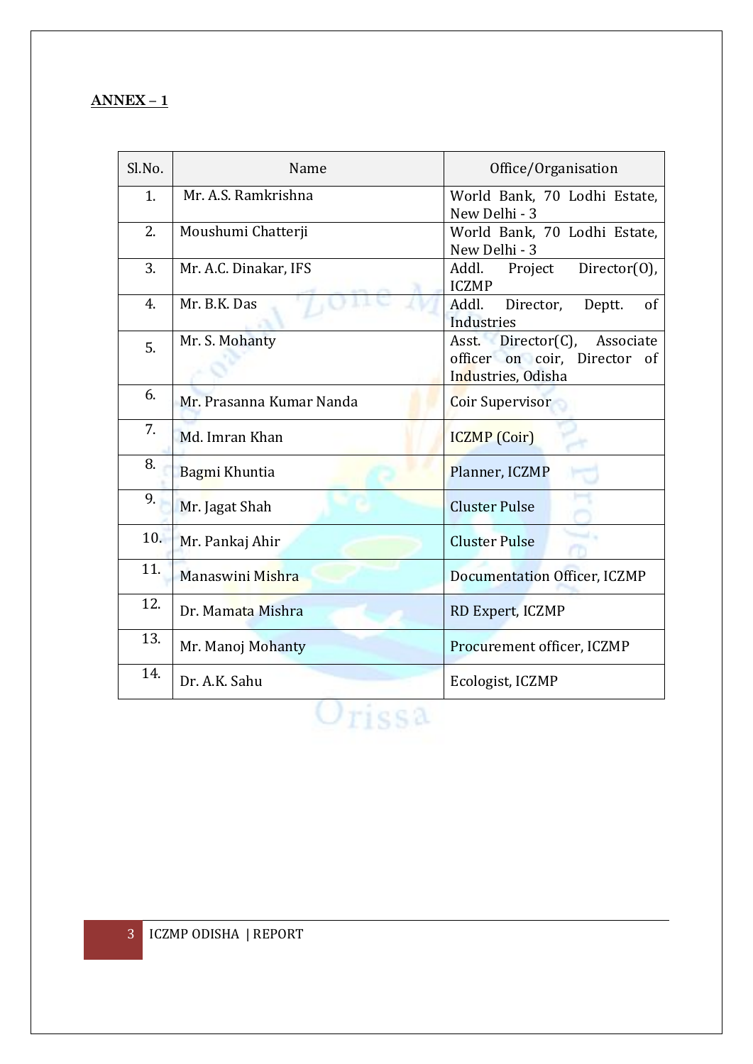**ANNEX – 1**

| Sl.No. | Name | Office/Organisation |
|---|---|---|
| 1. | Mr. A.S. Ramkrishna | World Bank, 70 Lodhi Estate, New Delhi - 3 |
| 2. | Moushumi Chatterji | World Bank, 70 Lodhi Estate, New Delhi - 3 |
| 3. | Mr. A.C. Dinakar, IFS | Addl. Project Director(O), ICZMP |
| 4. | Mr. B.K. Das | Addl. Director, Deptt. of Industries |
| 5. | Mr. S. Mohanty | Asst. Director(C), Associate officer on coir, Director of Industries, Odisha |
| 6. | Mr. Prasanna Kumar Nanda | Coir Supervisor |
| 7. | Md. Imran Khan | ICZMP (Coir) |
| 8. | Bagmi Khuntia | Planner, ICZMP |
| 9. | Mr. Jagat Shah | Cluster Pulse |
| 10. | Mr. Pankaj Ahir | Cluster Pulse |
| 11. | Manaswini Mishra | Documentation Officer, ICZMP |
| 12. | Dr. Mamata Mishra | RD Expert, ICZMP |
| 13. | Mr. Manoj Mohanty | Procurement officer, ICZMP |
| 14. | Dr. A.K. Sahu | Ecologist, ICZMP |